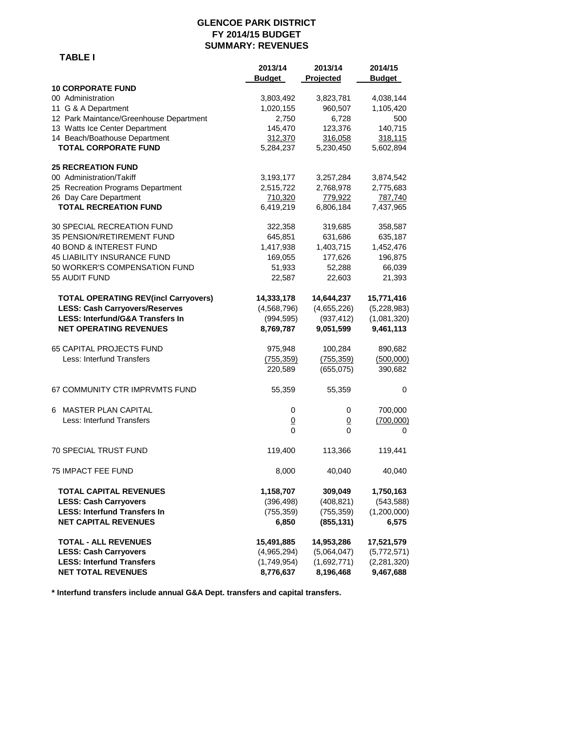# GLENCOE PARK DISTRICT
## FY 2014/15 BUDGET
## SUMMARY: REVENUES

**TABLE I**

| | 2013/14 Budget | 2013/14 Projected | 2014/15 Budget |
|---|---|---|---|
| **10 CORPORATE FUND** | | | |
| 00 Administration | 3,803,492 | 3,823,781 | 4,038,144 |
| 11 G & A Department | 1,020,155 | 960,507 | 1,105,420 |
| 12 Park Maintance/Greenhouse Department | 2,750 | 6,728 | 500 |
| 13 Watts Ice Center Department | 145,470 | 123,376 | 140,715 |
| 14 Beach/Boathouse Department | 312,370 | 316,058 | 318,115 |
| **TOTAL CORPORATE FUND** | 5,284,237 | 5,230,450 | 5,602,894 |
| | | | |
| **25 RECREATION FUND** | | | |
| 00 Administration/Takiff | 3,193,177 | 3,257,284 | 3,874,542 |
| 25 Recreation Programs Department | 2,515,722 | 2,768,978 | 2,775,683 |
| 26 Day Care Department | 710,320 | 779,922 | 787,740 |
| **TOTAL RECREATION FUND** | 6,419,219 | 6,806,184 | 7,437,965 |
| | | | |
| 30 SPECIAL RECREATION FUND | 322,358 | 319,685 | 358,587 |
| 35 PENSION/RETIREMENT FUND | 645,851 | 631,686 | 635,187 |
| 40 BOND & INTEREST FUND | 1,417,938 | 1,403,715 | 1,452,476 |
| 45 LIABILITY INSURANCE FUND | 169,055 | 177,626 | 196,875 |
| 50 WORKER'S COMPENSATION FUND | 51,933 | 52,288 | 66,039 |
| 55 AUDIT FUND | 22,587 | 22,603 | 21,393 |
| | | | |
| **TOTAL OPERATING REV(incl Carryovers)** | **14,333,178** | **14,644,237** | **15,771,416** |
| **LESS: Cash Carryovers/Reserves** | (4,568,796) | (4,655,226) | (5,228,983) |
| **LESS: Interfund/G&A Transfers In** | (994,595) | (937,412) | (1,081,320) |
| **NET OPERATING REVENUES** | **8,769,787** | **9,051,599** | **9,461,113** |
| | | | |
| 65 CAPITAL PROJECTS FUND | 975,948 | 100,284 | 890,682 |
| Less: Interfund Transfers | (755,359) | (755,359) | (500,000) |
| | 220,589 | (655,075) | 390,682 |
| | | | |
| 67 COMMUNITY CTR IMPRVMTS FUND | 55,359 | 55,359 | 0 |
| | | | |
| 6 MASTER PLAN CAPITAL | 0 | 0 | 700,000 |
| Less: Interfund Transfers | 0 | 0 | (700,000) |
| | 0 | 0 | 0 |
| | | | |
| 70 SPECIAL TRUST FUND | 119,400 | 113,366 | 119,441 |
| | | | |
| 75 IMPACT FEE FUND | 8,000 | 40,040 | 40,040 |
| | | | |
| **TOTAL CAPITAL REVENUES** | **1,158,707** | **309,049** | **1,750,163** |
| **LESS: Cash Carryovers** | (396,498) | (408,821) | (543,588) |
| **LESS: Interfund Transfers In** | (755,359) | (755,359) | (1,200,000) |
| **NET CAPITAL REVENUES** | **6,850** | **(855,131)** | **6,575** |
| | | | |
| **TOTAL - ALL REVENUES** | **15,491,885** | **14,953,286** | **17,521,579** |
| **LESS: Cash Carryovers** | (4,965,294) | (5,064,047) | (5,772,571) |
| **LESS: Interfund Transfers** | (1,749,954) | (1,692,771) | (2,281,320) |
| **NET TOTAL REVENUES** | **8,776,637** | **8,196,468** | **9,467,688** |

**\* Interfund transfers include annual G&A Dept. transfers and capital transfers.**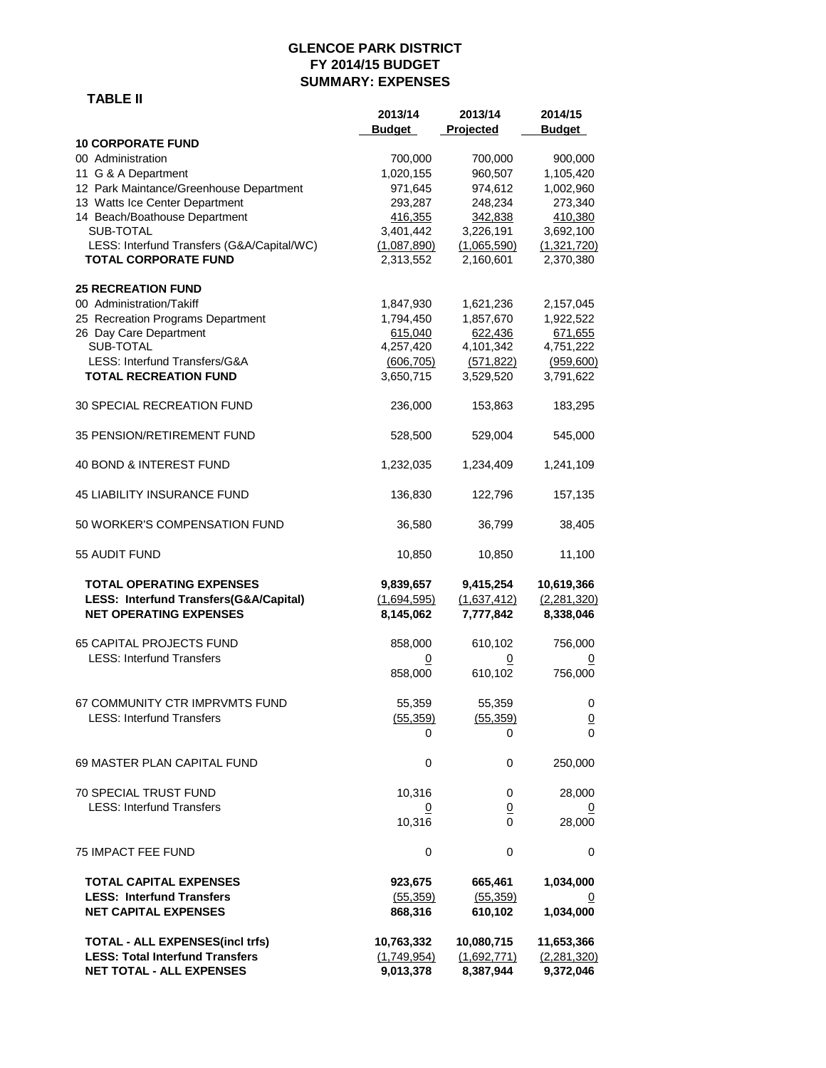# GLENCOE PARK DISTRICT
## FY 2014/15 BUDGET
## SUMMARY: EXPENSES

**TABLE II**

| | 2013/14 Budget | 2013/14 Projected | 2014/15 Budget |
|---|---|---|---|
| **10 CORPORATE FUND** | | | |
| 00 Administration | 700,000 | 700,000 | 900,000 |
| 11 G & A Department | 1,020,155 | 960,507 | 1,105,420 |
| 12 Park Maintance/Greenhouse Department | 971,645 | 974,612 | 1,002,960 |
| 13 Watts Ice Center Department | 293,287 | 248,234 | 273,340 |
| 14 Beach/Boathouse Department | 416,355 | 342,838 | 410,380 |
| SUB-TOTAL | 3,401,442 | 3,226,191 | 3,692,100 |
| LESS: Interfund Transfers (G&A/Capital/WC) | (1,087,890) | (1,065,590) | (1,321,720) |
| **TOTAL CORPORATE FUND** | 2,313,552 | 2,160,601 | 2,370,380 |
| **25 RECREATION FUND** | | | |
| 00 Administration/Takiff | 1,847,930 | 1,621,236 | 2,157,045 |
| 25 Recreation Programs Department | 1,794,450 | 1,857,670 | 1,922,522 |
| 26 Day Care Department | 615,040 | 622,436 | 671,655 |
| SUB-TOTAL | 4,257,420 | 4,101,342 | 4,751,222 |
| LESS: Interfund Transfers/G&A | (606,705) | (571,822) | (959,600) |
| **TOTAL RECREATION FUND** | 3,650,715 | 3,529,520 | 3,791,622 |
| 30 SPECIAL RECREATION FUND | 236,000 | 153,863 | 183,295 |
| 35 PENSION/RETIREMENT FUND | 528,500 | 529,004 | 545,000 |
| 40 BOND & INTEREST FUND | 1,232,035 | 1,234,409 | 1,241,109 |
| 45 LIABILITY INSURANCE FUND | 136,830 | 122,796 | 157,135 |
| 50 WORKER'S COMPENSATION FUND | 36,580 | 36,799 | 38,405 |
| 55 AUDIT FUND | 10,850 | 10,850 | 11,100 |
| **TOTAL OPERATING EXPENSES** | **9,839,657** | **9,415,254** | **10,619,366** |
| **LESS: Interfund Transfers(G&A/Capital)** | **(1,694,595)** | **(1,637,412)** | **(2,281,320)** |
| **NET OPERATING EXPENSES** | **8,145,062** | **7,777,842** | **8,338,046** |
| 65 CAPITAL PROJECTS FUND | 858,000 | 610,102 | 756,000 |
| LESS: Interfund Transfers | 0 | 0 | 0 |
| | 858,000 | 610,102 | 756,000 |
| 67 COMMUNITY CTR IMPRVMTS FUND | 55,359 | 55,359 | 0 |
| LESS: Interfund Transfers | (55,359) | (55,359) | 0 |
| | 0 | 0 | 0 |
| 69 MASTER PLAN CAPITAL FUND | 0 | 0 | 250,000 |
| 70 SPECIAL TRUST FUND | 10,316 | 0 | 28,000 |
| LESS: Interfund Transfers | 0 | 0 | 0 |
| | 10,316 | 0 | 28,000 |
| 75 IMPACT FEE FUND | 0 | 0 | 0 |
| **TOTAL CAPITAL EXPENSES** | **923,675** | **665,461** | **1,034,000** |
| **LESS: Interfund Transfers** | **(55,359)** | **(55,359)** | **0** |
| **NET CAPITAL EXPENSES** | **868,316** | **610,102** | **1,034,000** |
| **TOTAL - ALL EXPENSES(incl trfs)** | **10,763,332** | **10,080,715** | **11,653,366** |
| **LESS: Total Interfund Transfers** | **(1,749,954)** | **(1,692,771)** | **(2,281,320)** |
| **NET TOTAL - ALL EXPENSES** | **9,013,378** | **8,387,944** | **9,372,046** |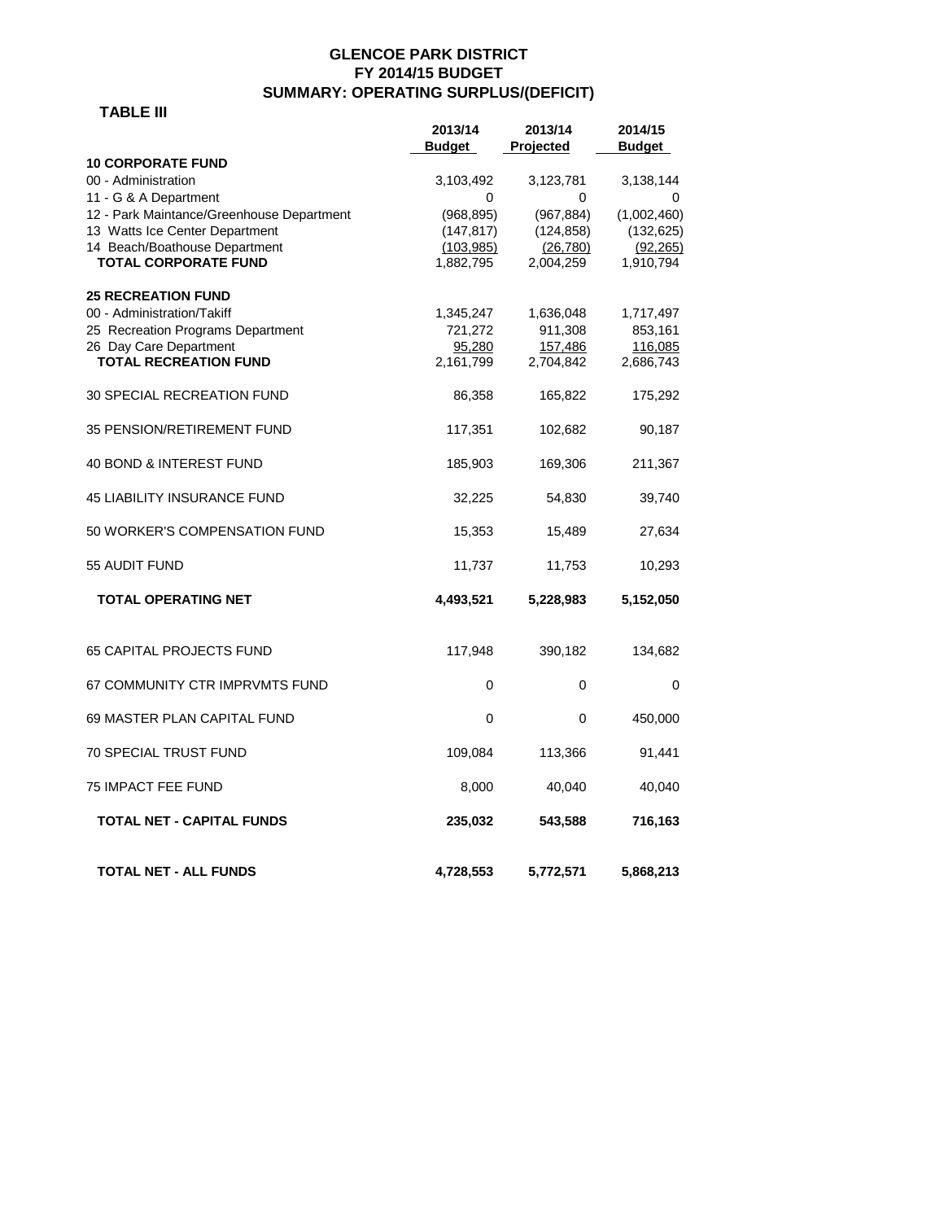# GLENCOE PARK DISTRICT
## FY 2014/15 BUDGET
## SUMMARY: OPERATING SURPLUS/(DEFICIT)

**TABLE III**

| | 2013/14 Budget | 2013/14 Projected | 2014/15 Budget |
|---|---|---|---|
| **10 CORPORATE FUND** | | | |
| 00 - Administration | 3,103,492 | 3,123,781 | 3,138,144 |
| 11 - G & A Department | 0 | 0 | 0 |
| 12 - Park Maintance/Greenhouse Department | (968,895) | (967,884) | (1,002,460) |
| 13 Watts Ice Center Department | (147,817) | (124,858) | (132,625) |
| 14 Beach/Boathouse Department | (103,985) | (26,780) | (92,265) |
| **TOTAL CORPORATE FUND** | 1,882,795 | 2,004,259 | 1,910,794 |
| **25 RECREATION FUND** | | | |
| 00 - Administration/Takiff | 1,345,247 | 1,636,048 | 1,717,497 |
| 25 Recreation Programs Department | 721,272 | 911,308 | 853,161 |
| 26 Day Care Department | 95,280 | 157,486 | 116,085 |
| **TOTAL RECREATION FUND** | 2,161,799 | 2,704,842 | 2,686,743 |
| 30 SPECIAL RECREATION FUND | 86,358 | 165,822 | 175,292 |
| 35 PENSION/RETIREMENT FUND | 117,351 | 102,682 | 90,187 |
| 40 BOND & INTEREST FUND | 185,903 | 169,306 | 211,367 |
| 45 LIABILITY INSURANCE FUND | 32,225 | 54,830 | 39,740 |
| 50 WORKER'S COMPENSATION FUND | 15,353 | 15,489 | 27,634 |
| 55 AUDIT FUND | 11,737 | 11,753 | 10,293 |
| **TOTAL OPERATING NET** | **4,493,521** | **5,228,983** | **5,152,050** |
| 65 CAPITAL PROJECTS FUND | 117,948 | 390,182 | 134,682 |
| 67 COMMUNITY CTR IMPRVMTS FUND | 0 | 0 | 0 |
| 69 MASTER PLAN CAPITAL FUND | 0 | 0 | 450,000 |
| 70 SPECIAL TRUST FUND | 109,084 | 113,366 | 91,441 |
| 75 IMPACT FEE FUND | 8,000 | 40,040 | 40,040 |
| **TOTAL NET - CAPITAL FUNDS** | **235,032** | **543,588** | **716,163** |
| **TOTAL NET - ALL FUNDS** | **4,728,553** | **5,772,571** | **5,868,213** |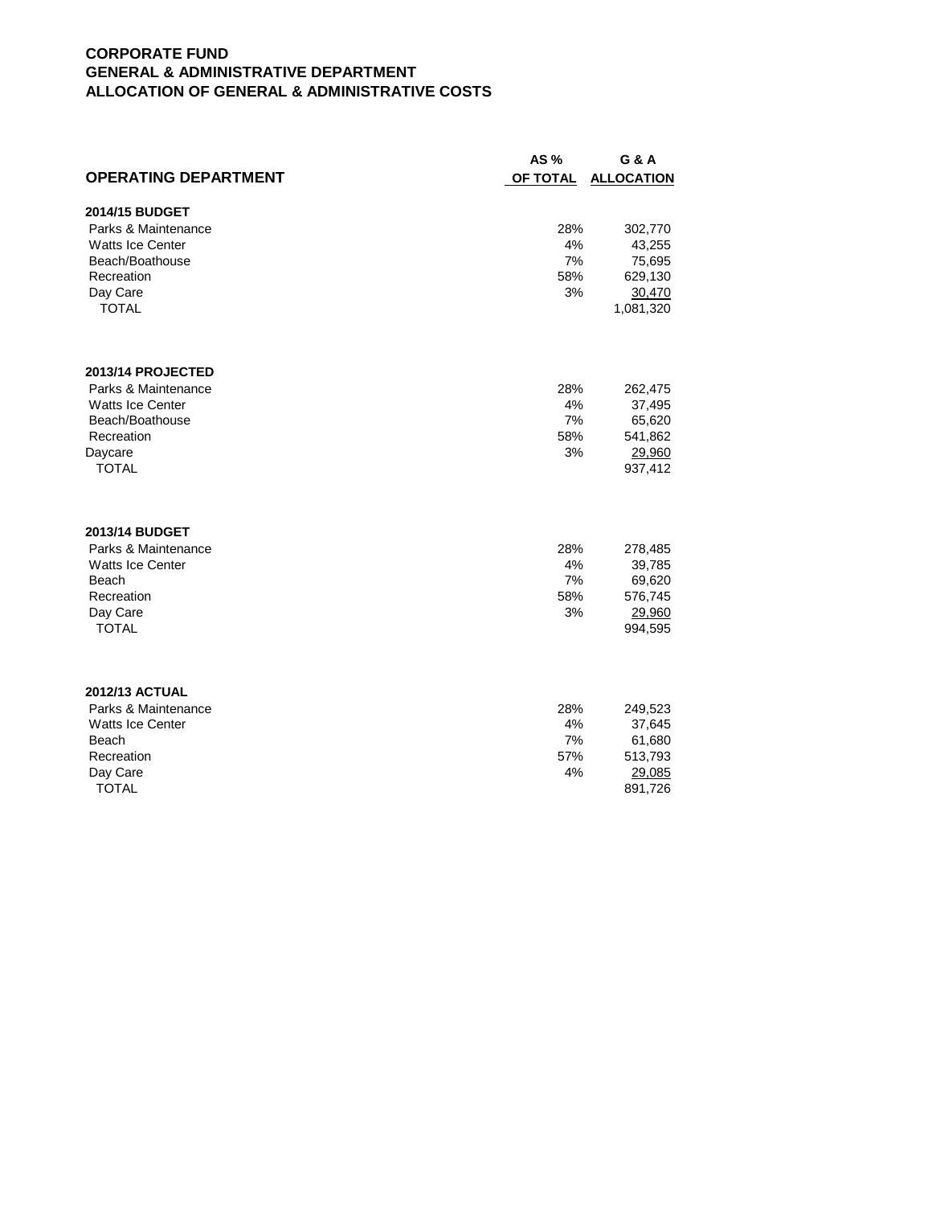**CORPORATE FUND**
**GENERAL & ADMINISTRATIVE DEPARTMENT**
**ALLOCATION OF GENERAL & ADMINISTRATIVE COSTS**

| OPERATING DEPARTMENT | AS % OF TOTAL | G & A ALLOCATION |
|---|---|---|
| **2014/15 BUDGET** | | |
| Parks & Maintenance | 28% | 302,770 |
| Watts Ice Center | 4% | 43,255 |
| Beach/Boathouse | 7% | 75,695 |
| Recreation | 58% | 629,130 |
| Day Care | 3% | 30,470 |
| TOTAL | | 1,081,320 |
| **2013/14 PROJECTED** | | |
| Parks & Maintenance | 28% | 262,475 |
| Watts Ice Center | 4% | 37,495 |
| Beach/Boathouse | 7% | 65,620 |
| Recreation | 58% | 541,862 |
| Daycare | 3% | 29,960 |
| TOTAL | | 937,412 |
| **2013/14 BUDGET** | | |
| Parks & Maintenance | 28% | 278,485 |
| Watts Ice Center | 4% | 39,785 |
| Beach | 7% | 69,620 |
| Recreation | 58% | 576,745 |
| Day Care | 3% | 29,960 |
| TOTAL | | 994,595 |
| **2012/13 ACTUAL** | | |
| Parks & Maintenance | 28% | 249,523 |
| Watts Ice Center | 4% | 37,645 |
| Beach | 7% | 61,680 |
| Recreation | 57% | 513,793 |
| Day Care | 4% | 29,085 |
| TOTAL | | 891,726 |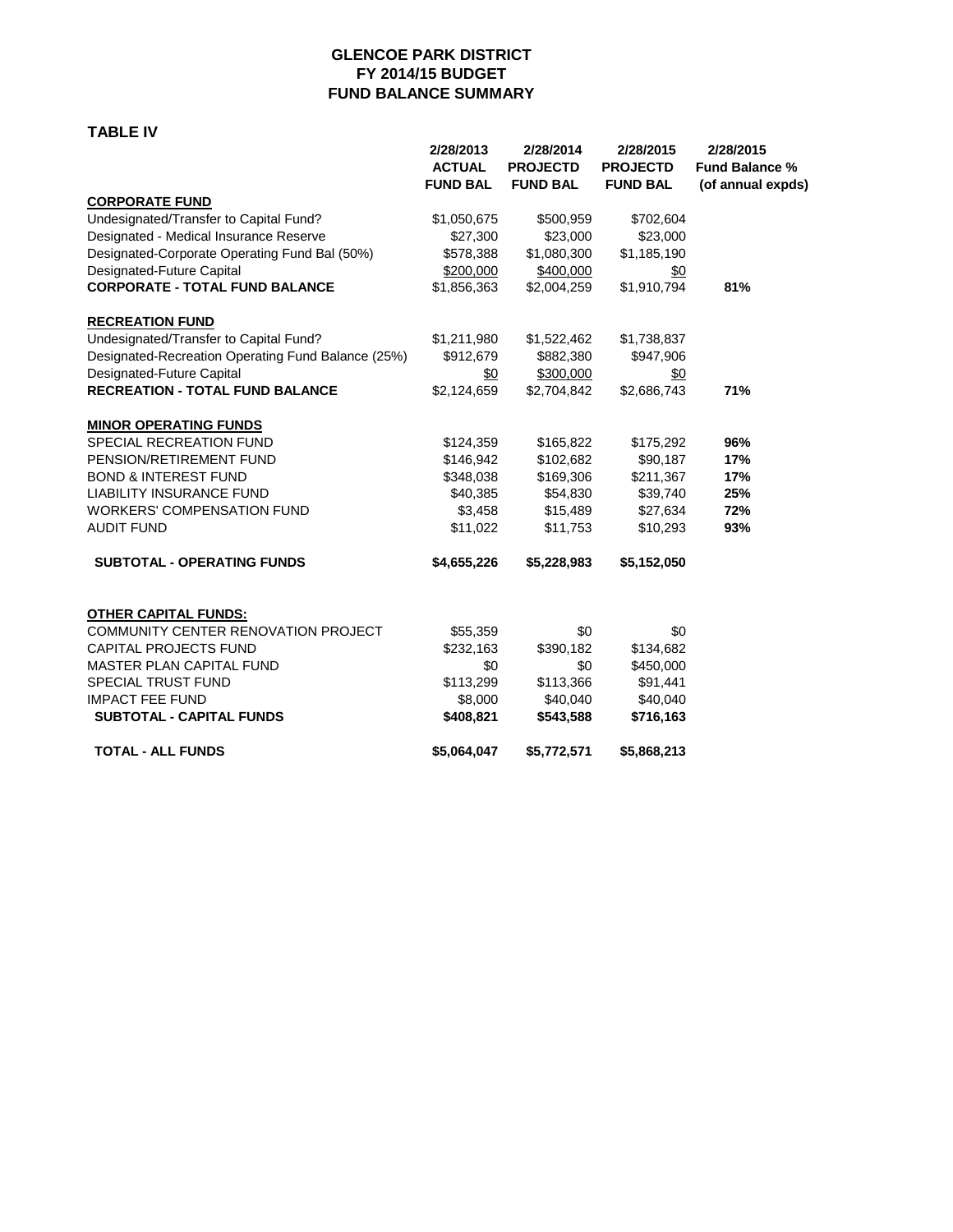# GLENCOE PARK DISTRICT
## FY 2014/15 BUDGET
## FUND BALANCE SUMMARY

**TABLE IV**

| | 2/28/2013 ACTUAL FUND BAL | 2/28/2014 PROJECTD FUND BAL | 2/28/2015 PROJECTD FUND BAL | 2/28/2015 Fund Balance % (of annual expds) |
|---|---|---|---|---|
| **CORPORATE FUND** | | | | |
| Undesignated/Transfer to Capital Fund? | $1,050,675 | $500,959 | $702,604 | |
| Designated - Medical Insurance Reserve | $27,300 | $23,000 | $23,000 | |
| Designated-Corporate Operating Fund Bal (50%) | $578,388 | $1,080,300 | $1,185,190 | |
| Designated-Future Capital | $200,000 | $400,000 | $0 | |
| **CORPORATE - TOTAL FUND BALANCE** | $1,856,363 | $2,004,259 | $1,910,794 | **81%** |
| **RECREATION FUND** | | | | |
| Undesignated/Transfer to Capital Fund? | $1,211,980 | $1,522,462 | $1,738,837 | |
| Designated-Recreation Operating Fund Balance (25%) | $912,679 | $882,380 | $947,906 | |
| Designated-Future Capital | $0 | $300,000 | $0 | |
| **RECREATION - TOTAL FUND BALANCE** | $2,124,659 | $2,704,842 | $2,686,743 | **71%** |
| **MINOR OPERATING FUNDS** | | | | |
| SPECIAL RECREATION FUND | $124,359 | $165,822 | $175,292 | **96%** |
| PENSION/RETIREMENT FUND | $146,942 | $102,682 | $90,187 | **17%** |
| BOND & INTEREST FUND | $348,038 | $169,306 | $211,367 | **17%** |
| LIABILITY INSURANCE FUND | $40,385 | $54,830 | $39,740 | **25%** |
| WORKERS' COMPENSATION FUND | $3,458 | $15,489 | $27,634 | **72%** |
| AUDIT FUND | $11,022 | $11,753 | $10,293 | **93%** |
| **SUBTOTAL - OPERATING FUNDS** | **$4,655,226** | **$5,228,983** | **$5,152,050** | |
| **OTHER CAPITAL FUNDS:** | | | | |
| COMMUNITY CENTER RENOVATION PROJECT | $55,359 | $0 | $0 | |
| CAPITAL PROJECTS FUND | $232,163 | $390,182 | $134,682 | |
| MASTER PLAN CAPITAL FUND | $0 | $0 | $450,000 | |
| SPECIAL TRUST FUND | $113,299 | $113,366 | $91,441 | |
| IMPACT FEE FUND | $8,000 | $40,040 | $40,040 | |
| **SUBTOTAL - CAPITAL FUNDS** | **$408,821** | **$543,588** | **$716,163** | |
| **TOTAL - ALL FUNDS** | **$5,064,047** | **$5,772,571** | **$5,868,213** | |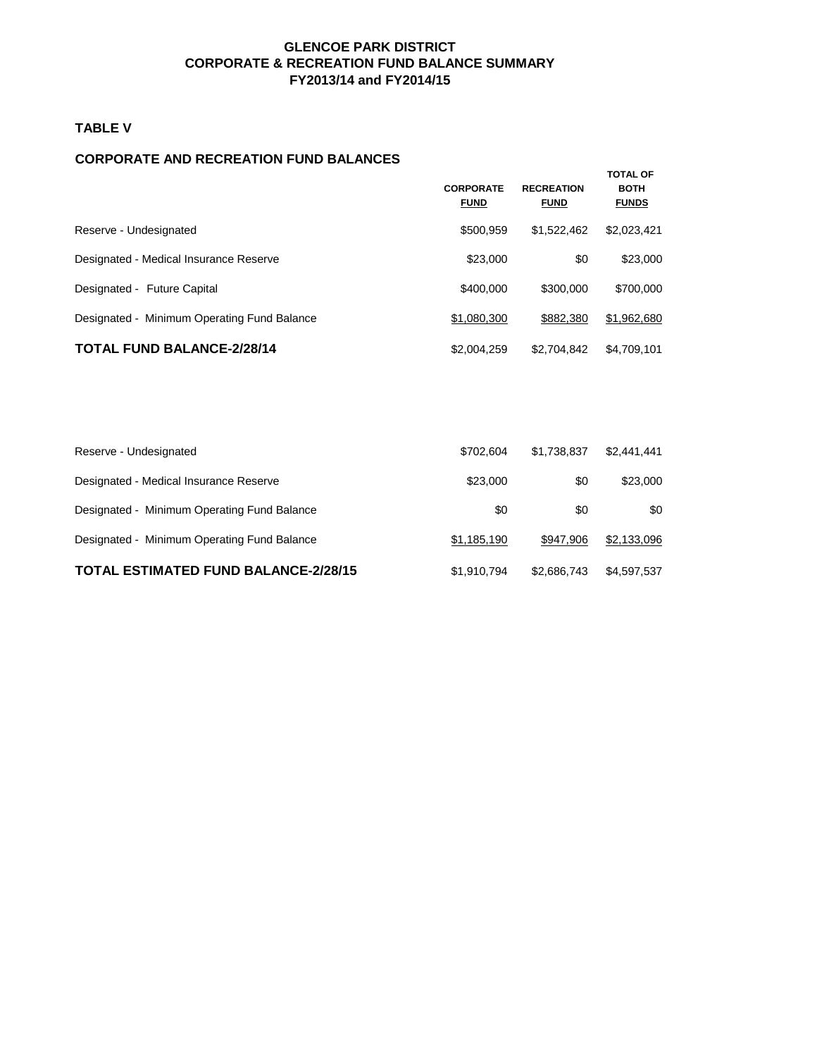# GLENCOE PARK DISTRICT
## CORPORATE & RECREATION FUND BALANCE SUMMARY
## FY2013/14 and FY2014/15

### TABLE V

### CORPORATE AND RECREATION FUND BALANCES

| | CORPORATE FUND | RECREATION FUND | TOTAL OF BOTH FUNDS |
|---|---|---|---|
| Reserve - Undesignated | $500,959 | $1,522,462 | $2,023,421 |
| Designated - Medical Insurance Reserve | $23,000 | $0 | $23,000 |
| Designated - Future Capital | $400,000 | $300,000 | $700,000 |
| Designated - Minimum Operating Fund Balance | $1,080,300 | $882,380 | $1,962,680 |
| **TOTAL FUND BALANCE-2/28/14** | $2,004,259 | $2,704,842 | $4,709,101 |
| | | | |
| Reserve - Undesignated | $702,604 | $1,738,837 | $2,441,441 |
| Designated - Medical Insurance Reserve | $23,000 | $0 | $23,000 |
| Designated - Minimum Operating Fund Balance | $0 | $0 | $0 |
| Designated - Minimum Operating Fund Balance | $1,185,190 | $947,906 | $2,133,096 |
| **TOTAL ESTIMATED FUND BALANCE-2/28/15** | $1,910,794 | $2,686,743 | $4,597,537 |